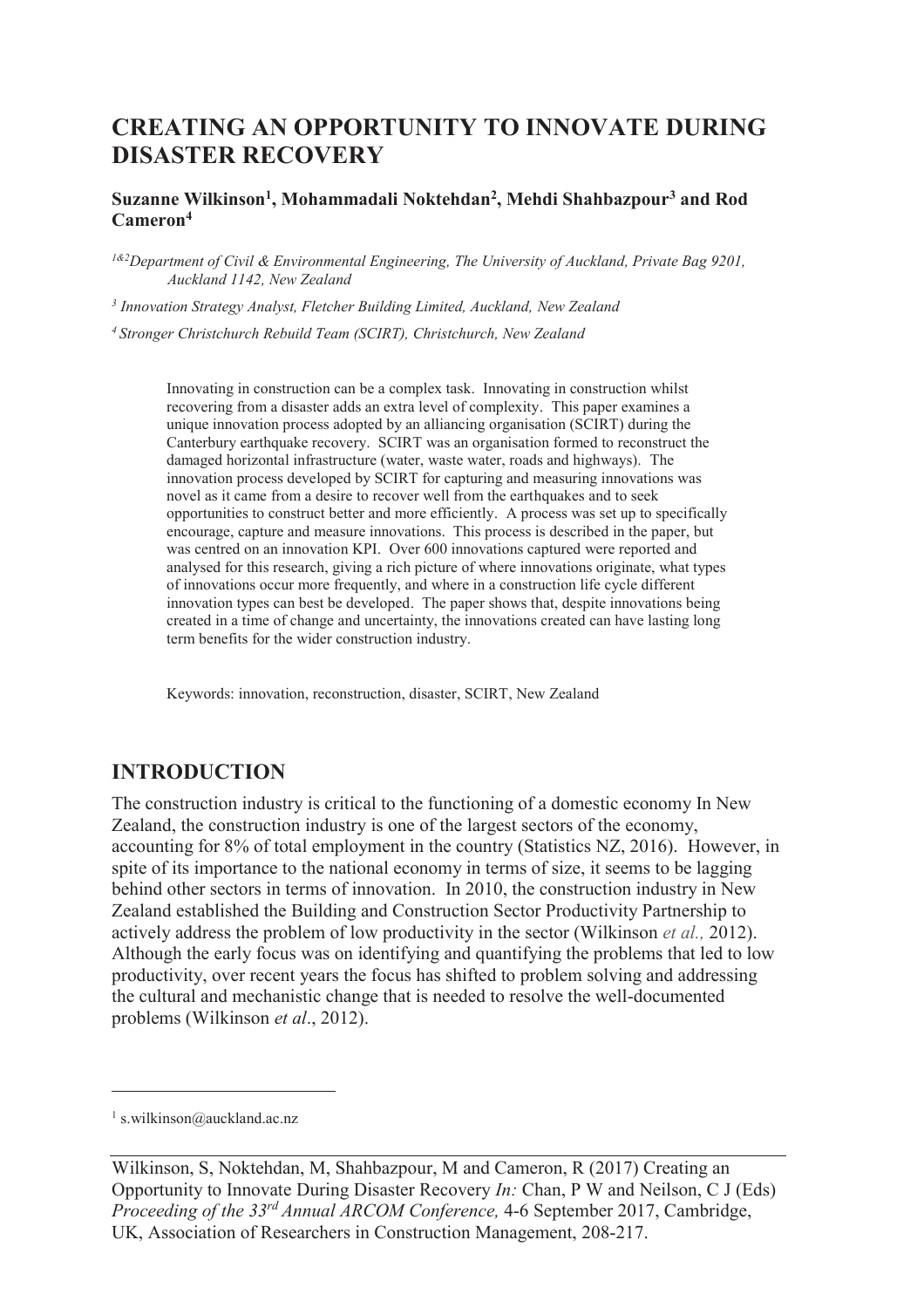# CREATING AN OPPORTUNITY TO INNOVATE DURING DISASTER RECOVERY

**Suzanne Wilkinson[1], Mohammadali Noktehdan[2], Mehdi Shahbazpour[3] and Rod Cameron[4]**

*[1&2]Department of Civil & Environmental Engineering, The University of Auckland, Private Bag 9201, Auckland 1142, New Zealand*

*[3] Innovation Strategy Analyst, Fletcher Building Limited, Auckland, New Zealand*

*[4] Stronger Christchurch Rebuild Team (SCIRT), Christchurch, New Zealand*

Innovating in construction can be a complex task. Innovating in construction whilst recovering from a disaster adds an extra level of complexity. This paper examines a unique innovation process adopted by an alliancing organisation (SCIRT) during the Canterbury earthquake recovery. SCIRT was an organisation formed to reconstruct the damaged horizontal infrastructure (water, waste water, roads and highways). The innovation process developed by SCIRT for capturing and measuring innovations was novel as it came from a desire to recover well from the earthquakes and to seek opportunities to construct better and more efficiently. A process was set up to specifically encourage, capture and measure innovations. This process is described in the paper, but was centred on an innovation KPI. Over 600 innovations captured were reported and analysed for this research, giving a rich picture of where innovations originate, what types of innovations occur more frequently, and where in a construction life cycle different innovation types can best be developed. The paper shows that, despite innovations being created in a time of change and uncertainty, the innovations created can have lasting long term benefits for the wider construction industry.

Keywords: innovation, reconstruction, disaster, SCIRT, New Zealand

## INTRODUCTION

The construction industry is critical to the functioning of a domestic economy In New Zealand, the construction industry is one of the largest sectors of the economy, accounting for 8% of total employment in the country (Statistics NZ, 2016). However, in spite of its importance to the national economy in terms of size, it seems to be lagging behind other sectors in terms of innovation. In 2010, the construction industry in New Zealand established the Building and Construction Sector Productivity Partnership to actively address the problem of low productivity in the sector (Wilkinson *et al.,* 2012). Although the early focus was on identifying and quantifying the problems that led to low productivity, over recent years the focus has shifted to problem solving and addressing the cultural and mechanistic change that is needed to resolve the well-documented problems (Wilkinson *et al*., 2012).

---

[1] s.wilkinson@auckland.ac.nz

Wilkinson, S, Noktehdan, M, Shahbazpour, M and Cameron, R (2017) Creating an Opportunity to Innovate During Disaster Recovery *In:* Chan, P W and Neilson, C J (Eds) *Proceeding of the 33rd Annual ARCOM Conference,* 4-6 September 2017, Cambridge, UK, Association of Researchers in Construction Management, 208-217.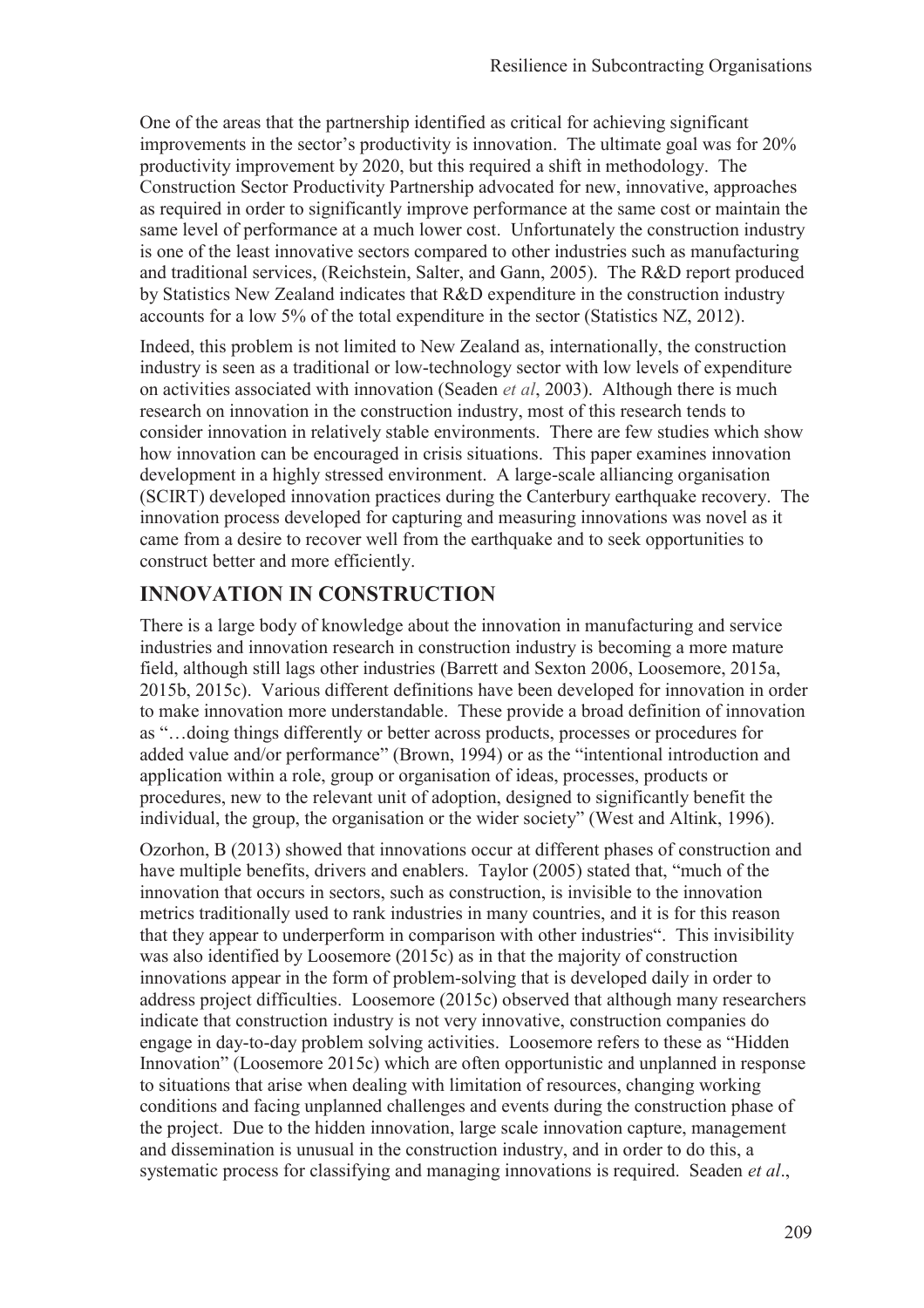One of the areas that the partnership identified as critical for achieving significant improvements in the sector's productivity is innovation. The ultimate goal was for 20% productivity improvement by 2020, but this required a shift in methodology. The Construction Sector Productivity Partnership advocated for new, innovative, approaches as required in order to significantly improve performance at the same cost or maintain the same level of performance at a much lower cost. Unfortunately the construction industry is one of the least innovative sectors compared to other industries such as manufacturing and traditional services, (Reichstein, Salter, and Gann, 2005). The R&D report produced by Statistics New Zealand indicates that R&D expenditure in the construction industry accounts for a low 5% of the total expenditure in the sector (Statistics NZ, 2012).

Indeed, this problem is not limited to New Zealand as, internationally, the construction industry is seen as a traditional or low-technology sector with low levels of expenditure on activities associated with innovation (Seaden *et al*, 2003). Although there is much research on innovation in the construction industry, most of this research tends to consider innovation in relatively stable environments. There are few studies which show how innovation can be encouraged in crisis situations. This paper examines innovation development in a highly stressed environment. A large-scale alliancing organisation (SCIRT) developed innovation practices during the Canterbury earthquake recovery. The innovation process developed for capturing and measuring innovations was novel as it came from a desire to recover well from the earthquake and to seek opportunities to construct better and more efficiently.

## INNOVATION IN CONSTRUCTION

There is a large body of knowledge about the innovation in manufacturing and service industries and innovation research in construction industry is becoming a more mature field, although still lags other industries (Barrett and Sexton 2006, Loosemore, 2015a, 2015b, 2015c). Various different definitions have been developed for innovation in order to make innovation more understandable. These provide a broad definition of innovation as "…doing things differently or better across products, processes or procedures for added value and/or performance" (Brown, 1994) or as the "intentional introduction and application within a role, group or organisation of ideas, processes, products or procedures, new to the relevant unit of adoption, designed to significantly benefit the individual, the group, the organisation or the wider society" (West and Altink, 1996).

Ozorhon, B (2013) showed that innovations occur at different phases of construction and have multiple benefits, drivers and enablers. Taylor (2005) stated that, "much of the innovation that occurs in sectors, such as construction, is invisible to the innovation metrics traditionally used to rank industries in many countries, and it is for this reason that they appear to underperform in comparison with other industries". This invisibility was also identified by Loosemore (2015c) as in that the majority of construction innovations appear in the form of problem-solving that is developed daily in order to address project difficulties. Loosemore (2015c) observed that although many researchers indicate that construction industry is not very innovative, construction companies do engage in day-to-day problem solving activities. Loosemore refers to these as "Hidden Innovation" (Loosemore 2015c) which are often opportunistic and unplanned in response to situations that arise when dealing with limitation of resources, changing working conditions and facing unplanned challenges and events during the construction phase of the project. Due to the hidden innovation, large scale innovation capture, management and dissemination is unusual in the construction industry, and in order to do this, a systematic process for classifying and managing innovations is required. Seaden *et al*.,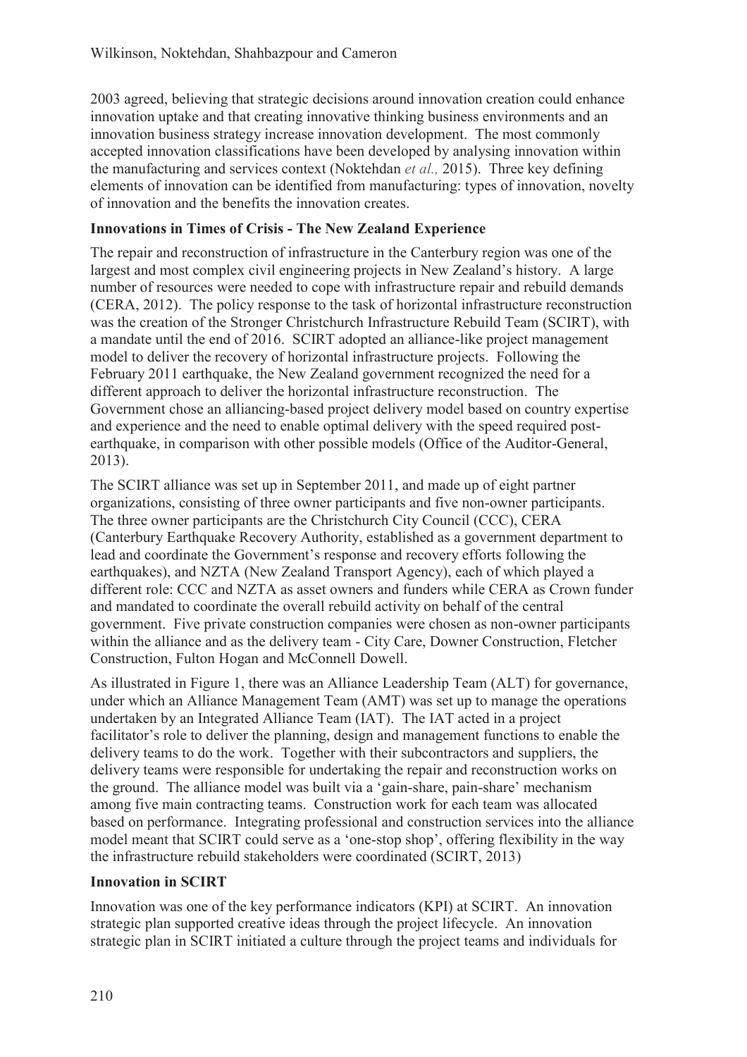2003 agreed, believing that strategic decisions around innovation creation could enhance innovation uptake and that creating innovative thinking business environments and an innovation business strategy increase innovation development. The most commonly accepted innovation classifications have been developed by analysing innovation within the manufacturing and services context (Noktehdan *et al.,* 2015). Three key defining elements of innovation can be identified from manufacturing: types of innovation, novelty of innovation and the benefits the innovation creates.

### Innovations in Times of Crisis - The New Zealand Experience

The repair and reconstruction of infrastructure in the Canterbury region was one of the largest and most complex civil engineering projects in New Zealand's history. A large number of resources were needed to cope with infrastructure repair and rebuild demands (CERA, 2012). The policy response to the task of horizontal infrastructure reconstruction was the creation of the Stronger Christchurch Infrastructure Rebuild Team (SCIRT), with a mandate until the end of 2016. SCIRT adopted an alliance-like project management model to deliver the recovery of horizontal infrastructure projects. Following the February 2011 earthquake, the New Zealand government recognized the need for a different approach to deliver the horizontal infrastructure reconstruction. The Government chose an alliancing-based project delivery model based on country expertise and experience and the need to enable optimal delivery with the speed required post-earthquake, in comparison with other possible models (Office of the Auditor-General, 2013).

The SCIRT alliance was set up in September 2011, and made up of eight partner organizations, consisting of three owner participants and five non-owner participants. The three owner participants are the Christchurch City Council (CCC), CERA (Canterbury Earthquake Recovery Authority, established as a government department to lead and coordinate the Government's response and recovery efforts following the earthquakes), and NZTA (New Zealand Transport Agency), each of which played a different role: CCC and NZTA as asset owners and funders while CERA as Crown funder and mandated to coordinate the overall rebuild activity on behalf of the central government. Five private construction companies were chosen as non-owner participants within the alliance and as the delivery team - City Care, Downer Construction, Fletcher Construction, Fulton Hogan and McConnell Dowell.

As illustrated in Figure 1, there was an Alliance Leadership Team (ALT) for governance, under which an Alliance Management Team (AMT) was set up to manage the operations undertaken by an Integrated Alliance Team (IAT). The IAT acted in a project facilitator's role to deliver the planning, design and management functions to enable the delivery teams to do the work. Together with their subcontractors and suppliers, the delivery teams were responsible for undertaking the repair and reconstruction works on the ground. The alliance model was built via a 'gain-share, pain-share' mechanism among five main contracting teams. Construction work for each team was allocated based on performance. Integrating professional and construction services into the alliance model meant that SCIRT could serve as a 'one-stop shop', offering flexibility in the way the infrastructure rebuild stakeholders were coordinated (SCIRT, 2013)

### Innovation in SCIRT

Innovation was one of the key performance indicators (KPI) at SCIRT. An innovation strategic plan supported creative ideas through the project lifecycle. An innovation strategic plan in SCIRT initiated a culture through the project teams and individuals for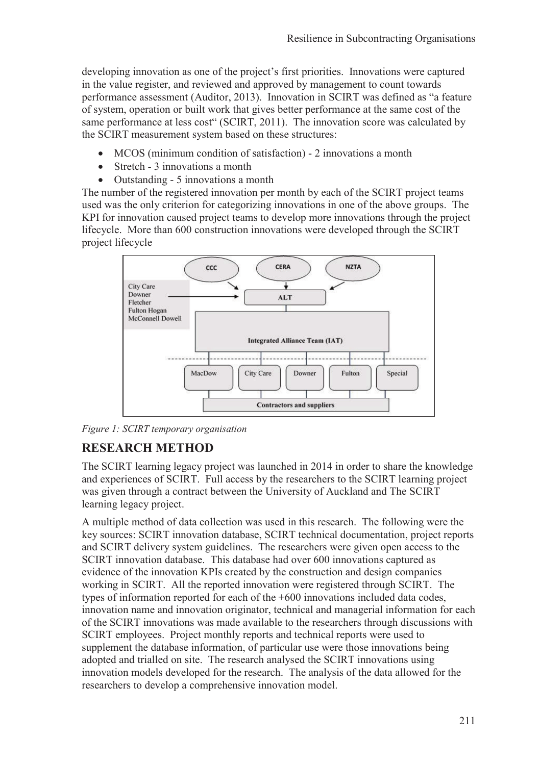developing innovation as one of the project's first priorities. Innovations were captured in the value register, and reviewed and approved by management to count towards performance assessment (Auditor, 2013). Innovation in SCIRT was defined as "a feature of system, operation or built work that gives better performance at the same cost of the same performance at less cost" (SCIRT, 2011). The innovation score was calculated by the SCIRT measurement system based on these structures:

- MCOS (minimum condition of satisfaction) - 2 innovations a month
- Stretch - 3 innovations a month
- Outstanding - 5 innovations a month

The number of the registered innovation per month by each of the SCIRT project teams used was the only criterion for categorizing innovations in one of the above groups. The KPI for innovation caused project teams to develop more innovations through the project lifecycle. More than 600 construction innovations were developed through the SCIRT project lifecycle

*Figure 1: SCIRT temporary organisation*

## RESEARCH METHOD

The SCIRT learning legacy project was launched in 2014 in order to share the knowledge and experiences of SCIRT. Full access by the researchers to the SCIRT learning project was given through a contract between the University of Auckland and The SCIRT learning legacy project.

A multiple method of data collection was used in this research. The following were the key sources: SCIRT innovation database, SCIRT technical documentation, project reports and SCIRT delivery system guidelines. The researchers were given open access to the SCIRT innovation database. This database had over 600 innovations captured as evidence of the innovation KPIs created by the construction and design companies working in SCIRT. All the reported innovation were registered through SCIRT. The types of information reported for each of the +600 innovations included data codes, innovation name and innovation originator, technical and managerial information for each of the SCIRT innovations was made available to the researchers through discussions with SCIRT employees. Project monthly reports and technical reports were used to supplement the database information, of particular use were those innovations being adopted and trialled on site. The research analysed the SCIRT innovations using innovation models developed for the research. The analysis of the data allowed for the researchers to develop a comprehensive innovation model.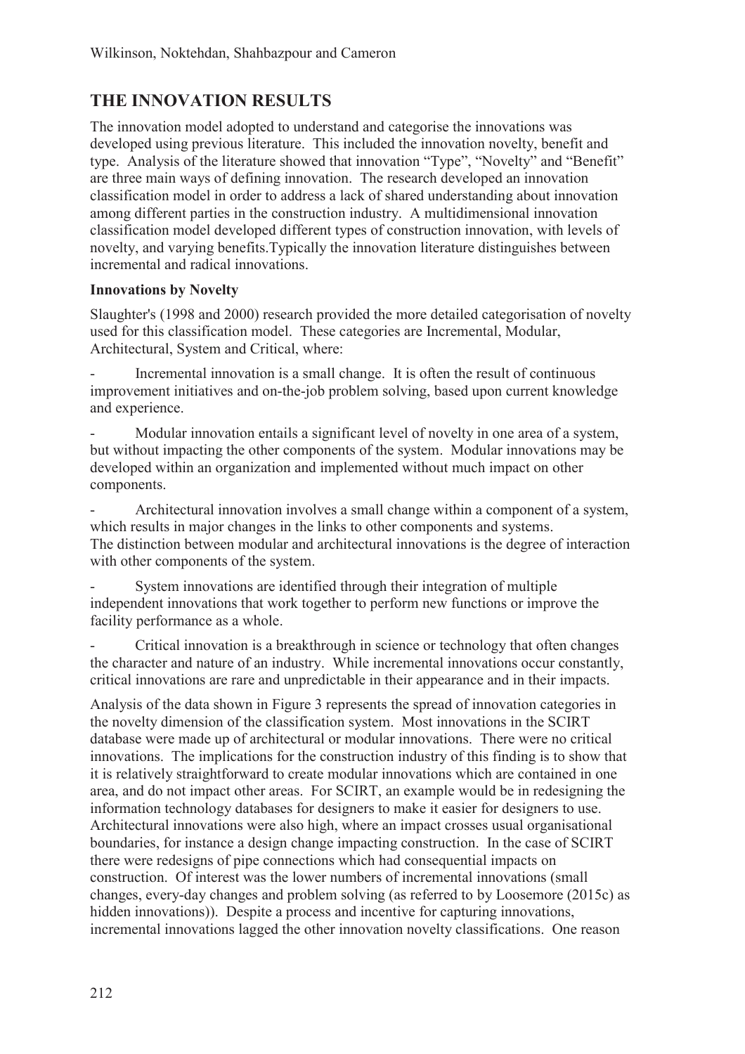## THE INNOVATION RESULTS

The innovation model adopted to understand and categorise the innovations was developed using previous literature. This included the innovation novelty, benefit and type. Analysis of the literature showed that innovation "Type", "Novelty" and "Benefit" are three main ways of defining innovation. The research developed an innovation classification model in order to address a lack of shared understanding about innovation among different parties in the construction industry. A multidimensional innovation classification model developed different types of construction innovation, with levels of novelty, and varying benefits.Typically the innovation literature distinguishes between incremental and radical innovations.

### Innovations by Novelty

Slaughter's (1998 and 2000) research provided the more detailed categorisation of novelty used for this classification model. These categories are Incremental, Modular, Architectural, System and Critical, where:

- Incremental innovation is a small change. It is often the result of continuous improvement initiatives and on-the-job problem solving, based upon current knowledge and experience.

- Modular innovation entails a significant level of novelty in one area of a system, but without impacting the other components of the system. Modular innovations may be developed within an organization and implemented without much impact on other components.

- Architectural innovation involves a small change within a component of a system, which results in major changes in the links to other components and systems. The distinction between modular and architectural innovations is the degree of interaction with other components of the system.

- System innovations are identified through their integration of multiple independent innovations that work together to perform new functions or improve the facility performance as a whole.

- Critical innovation is a breakthrough in science or technology that often changes the character and nature of an industry. While incremental innovations occur constantly, critical innovations are rare and unpredictable in their appearance and in their impacts.

Analysis of the data shown in Figure 3 represents the spread of innovation categories in the novelty dimension of the classification system. Most innovations in the SCIRT database were made up of architectural or modular innovations. There were no critical innovations. The implications for the construction industry of this finding is to show that it is relatively straightforward to create modular innovations which are contained in one area, and do not impact other areas. For SCIRT, an example would be in redesigning the information technology databases for designers to make it easier for designers to use. Architectural innovations were also high, where an impact crosses usual organisational boundaries, for instance a design change impacting construction. In the case of SCIRT there were redesigns of pipe connections which had consequential impacts on construction. Of interest was the lower numbers of incremental innovations (small changes, every-day changes and problem solving (as referred to by Loosemore (2015c) as hidden innovations)). Despite a process and incentive for capturing innovations, incremental innovations lagged the other innovation novelty classifications. One reason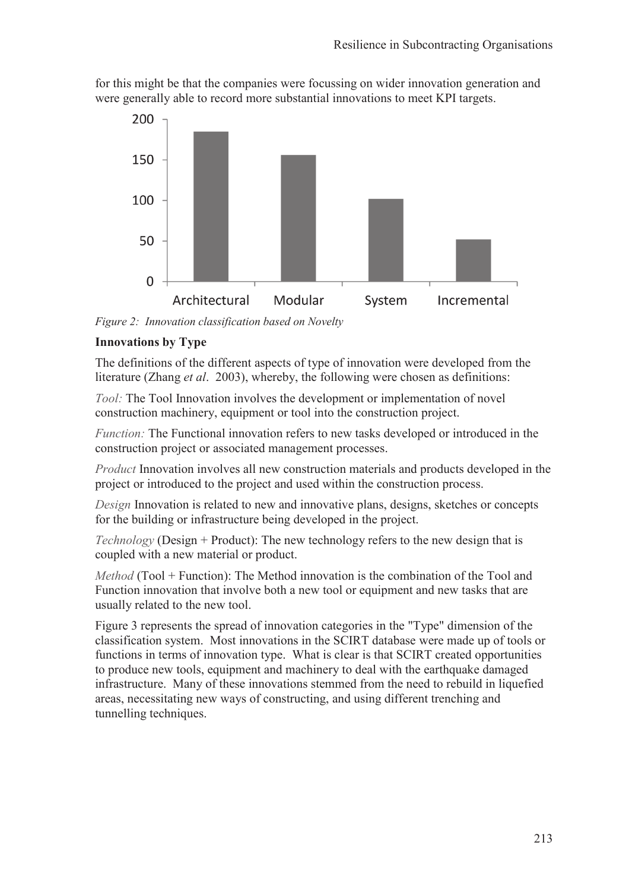for this might be that the companies were focussing on wider innovation generation and were generally able to record more substantial innovations to meet KPI targets.

*Figure 2: Innovation classification based on Novelty*

**Innovations by Type**

The definitions of the different aspects of type of innovation were developed from the literature (Zhang *et al*. 2003), whereby, the following were chosen as definitions:

*Tool:* The Tool Innovation involves the development or implementation of novel construction machinery, equipment or tool into the construction project.

*Function:* The Functional innovation refers to new tasks developed or introduced in the construction project or associated management processes.

*Product* Innovation involves all new construction materials and products developed in the project or introduced to the project and used within the construction process.

*Design* Innovation is related to new and innovative plans, designs, sketches or concepts for the building or infrastructure being developed in the project.

*Technology* (Design + Product): The new technology refers to the new design that is coupled with a new material or product.

*Method* (Tool + Function): The Method innovation is the combination of the Tool and Function innovation that involve both a new tool or equipment and new tasks that are usually related to the new tool.

Figure 3 represents the spread of innovation categories in the "Type" dimension of the classification system. Most innovations in the SCIRT database were made up of tools or functions in terms of innovation type. What is clear is that SCIRT created opportunities to produce new tools, equipment and machinery to deal with the earthquake damaged infrastructure. Many of these innovations stemmed from the need to rebuild in liquefied areas, necessitating new ways of constructing, and using different trenching and tunnelling techniques.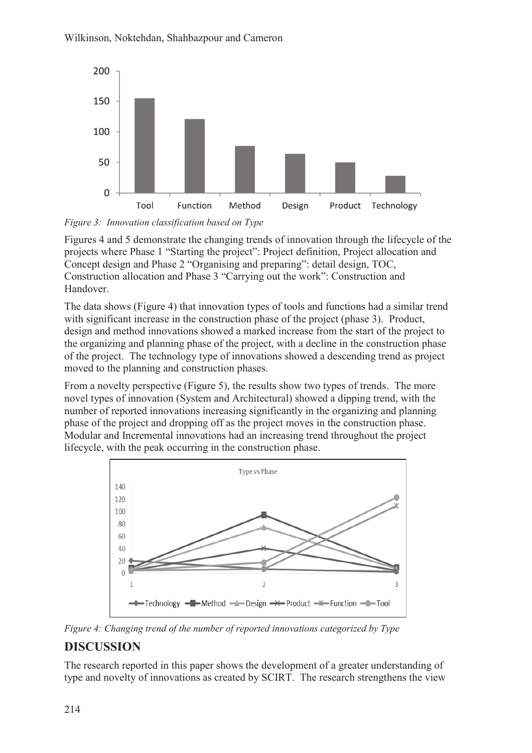Figure 3: Innovation classification based on Type

Figures 4 and 5 demonstrate the changing trends of innovation through the lifecycle of the projects where Phase 1 "Starting the project": Project definition, Project allocation and Concept design and Phase 2 "Organising and preparing": detail design, TOC, Construction allocation and Phase 3 "Carrying out the work": Construction and Handover.

The data shows (Figure 4) that innovation types of tools and functions had a similar trend with significant increase in the construction phase of the project (phase 3). Product, design and method innovations showed a marked increase from the start of the project to the organizing and planning phase of the project, with a decline in the construction phase of the project. The technology type of innovations showed a descending trend as project moved to the planning and construction phases.

From a novelty perspective (Figure 5), the results show two types of trends. The more novel types of innovation (System and Architectural) showed a dipping trend, with the number of reported innovations increasing significantly in the organizing and planning phase of the project and dropping off as the project moves in the construction phase. Modular and Incremental innovations had an increasing trend throughout the project lifecycle, with the peak occurring in the construction phase.

*Figure 4: Changing trend of the number of reported innovations categorized by Type*

## DISCUSSION

The research reported in this paper shows the development of a greater understanding of type and novelty of innovations as created by SCIRT. The research strengthens the view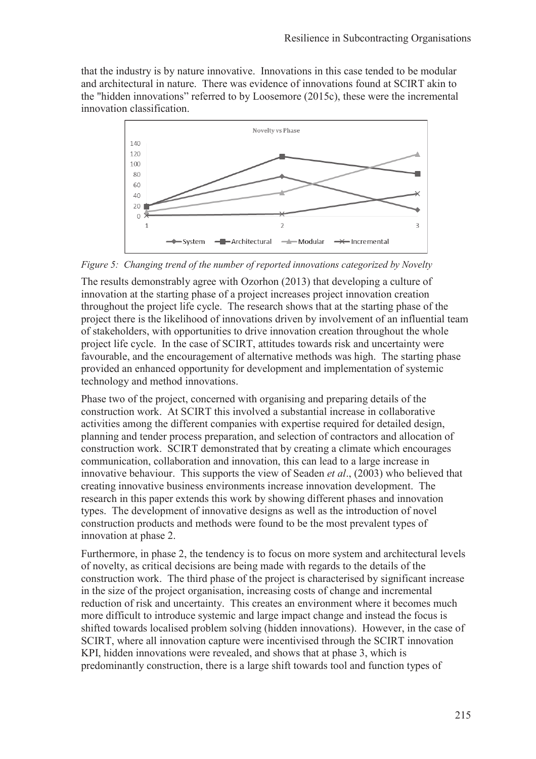that the industry is by nature innovative. Innovations in this case tended to be modular and architectural in nature. There was evidence of innovations found at SCIRT akin to the "hidden innovations" referred to by Loosemore (2015c), these were the incremental innovation classification.

*Figure 5: Changing trend of the number of reported innovations categorized by Novelty*

The results demonstrably agree with Ozorhon (2013) that developing a culture of innovation at the starting phase of a project increases project innovation creation throughout the project life cycle. The research shows that at the starting phase of the project there is the likelihood of innovations driven by involvement of an influential team of stakeholders, with opportunities to drive innovation creation throughout the whole project life cycle. In the case of SCIRT, attitudes towards risk and uncertainty were favourable, and the encouragement of alternative methods was high. The starting phase provided an enhanced opportunity for development and implementation of systemic technology and method innovations.

Phase two of the project, concerned with organising and preparing details of the construction work. At SCIRT this involved a substantial increase in collaborative activities among the different companies with expertise required for detailed design, planning and tender process preparation, and selection of contractors and allocation of construction work. SCIRT demonstrated that by creating a climate which encourages communication, collaboration and innovation, this can lead to a large increase in innovative behaviour. This supports the view of Seaden *et al*., (2003) who believed that creating innovative business environments increase innovation development. The research in this paper extends this work by showing different phases and innovation types. The development of innovative designs as well as the introduction of novel construction products and methods were found to be the most prevalent types of innovation at phase 2.

Furthermore, in phase 2, the tendency is to focus on more system and architectural levels of novelty, as critical decisions are being made with regards to the details of the construction work. The third phase of the project is characterised by significant increase in the size of the project organisation, increasing costs of change and incremental reduction of risk and uncertainty. This creates an environment where it becomes much more difficult to introduce systemic and large impact change and instead the focus is shifted towards localised problem solving (hidden innovations). However, in the case of SCIRT, where all innovation capture were incentivised through the SCIRT innovation KPI, hidden innovations were revealed, and shows that at phase 3, which is predominantly construction, there is a large shift towards tool and function types of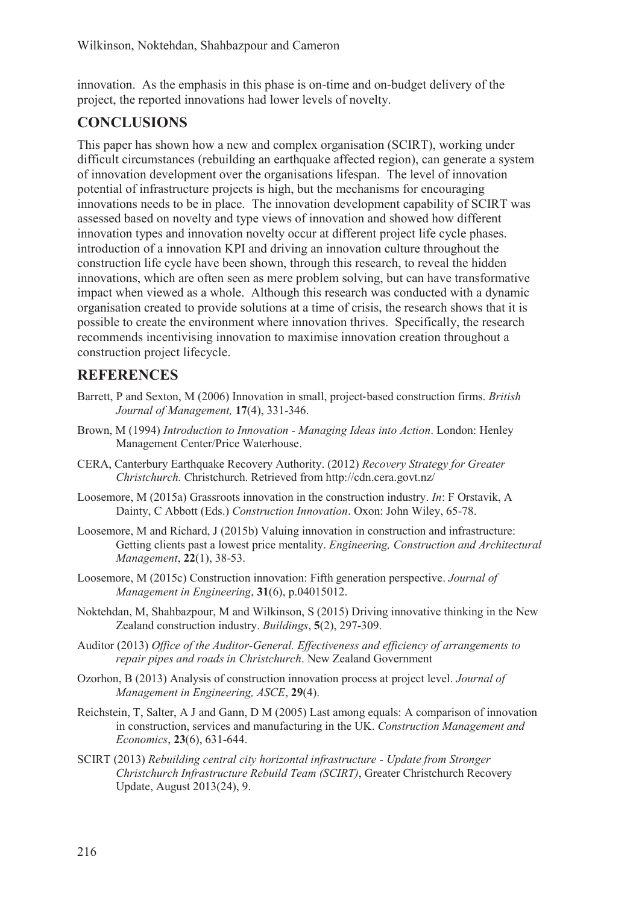innovation. As the emphasis in this phase is on-time and on-budget delivery of the project, the reported innovations had lower levels of novelty.

## CONCLUSIONS

This paper has shown how a new and complex organisation (SCIRT), working under difficult circumstances (rebuilding an earthquake affected region), can generate a system of innovation development over the organisations lifespan. The level of innovation potential of infrastructure projects is high, but the mechanisms for encouraging innovations needs to be in place. The innovation development capability of SCIRT was assessed based on novelty and type views of innovation and showed how different innovation types and innovation novelty occur at different project life cycle phases. introduction of a innovation KPI and driving an innovation culture throughout the construction life cycle have been shown, through this research, to reveal the hidden innovations, which are often seen as mere problem solving, but can have transformative impact when viewed as a whole. Although this research was conducted with a dynamic organisation created to provide solutions at a time of crisis, the research shows that it is possible to create the environment where innovation thrives. Specifically, the research recommends incentivising innovation to maximise innovation creation throughout a construction project lifecycle.

## REFERENCES

Barrett, P and Sexton, M (2006) Innovation in small, project-based construction firms. *British Journal of Management,* **17**(4), 331-346.

Brown, M (1994) *Introduction to Innovation - Managing Ideas into Action*. London: Henley Management Center/Price Waterhouse.

CERA, Canterbury Earthquake Recovery Authority. (2012) *Recovery Strategy for Greater Christchurch.* Christchurch. Retrieved from http://cdn.cera.govt.nz/

Loosemore, M (2015a) Grassroots innovation in the construction industry. *In*: F Orstavik, A Dainty, C Abbott (Eds.) *Construction Innovation*. Oxon: John Wiley, 65-78.

Loosemore, M and Richard, J (2015b) Valuing innovation in construction and infrastructure: Getting clients past a lowest price mentality. *Engineering, Construction and Architectural Management*, **22**(1), 38-53.

Loosemore, M (2015c) Construction innovation: Fifth generation perspective. *Journal of Management in Engineering*, **31**(6), p.04015012.

Noktehdan, M, Shahbazpour, M and Wilkinson, S (2015) Driving innovative thinking in the New Zealand construction industry. *Buildings*, **5**(2), 297-309.

Auditor (2013) *Office of the Auditor-General. Effectiveness and efficiency of arrangements to repair pipes and roads in Christchurch*. New Zealand Government

Ozorhon, B (2013) Analysis of construction innovation process at project level. *Journal of Management in Engineering, ASCE*, **29**(4).

Reichstein, T, Salter, A J and Gann, D M (2005) Last among equals: A comparison of innovation in construction, services and manufacturing in the UK. *Construction Management and Economics*, **23**(6), 631-644.

SCIRT (2013) *Rebuilding central city horizontal infrastructure - Update from Stronger Christchurch Infrastructure Rebuild Team (SCIRT)*, Greater Christchurch Recovery Update, August 2013(24), 9.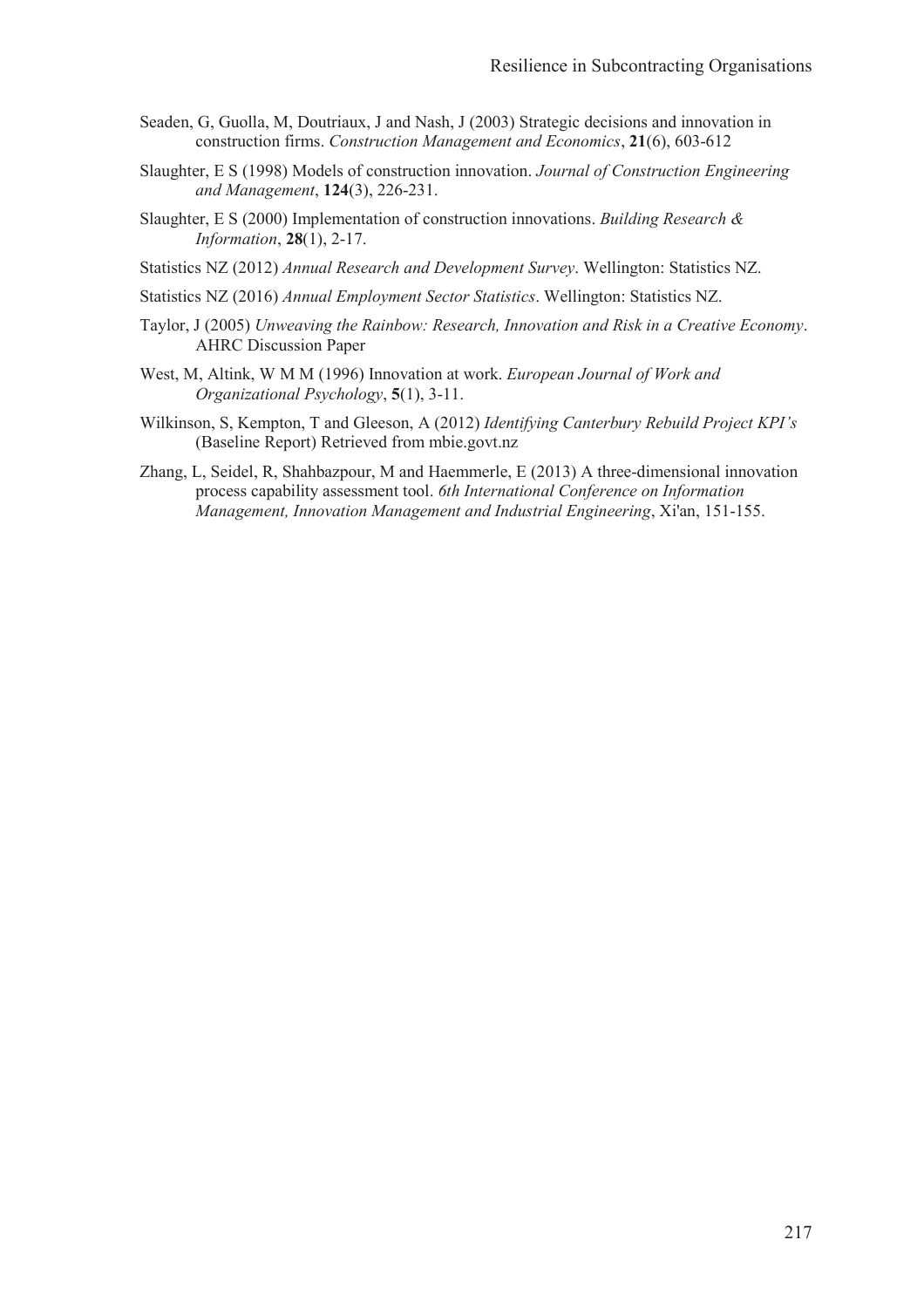Seaden, G, Guolla, M, Doutriaux, J and Nash, J (2003) Strategic decisions and innovation in construction firms. *Construction Management and Economics*, **21**(6), 603-612

Slaughter, E S (1998) Models of construction innovation. *Journal of Construction Engineering and Management*, **124**(3), 226-231.

Slaughter, E S (2000) Implementation of construction innovations. *Building Research & Information*, **28**(1), 2-17.

Statistics NZ (2012) *Annual Research and Development Survey*. Wellington: Statistics NZ.

Statistics NZ (2016) *Annual Employment Sector Statistics*. Wellington: Statistics NZ.

Taylor, J (2005) *Unweaving the Rainbow: Research, Innovation and Risk in a Creative Economy*. AHRC Discussion Paper

West, M, Altink, W M M (1996) Innovation at work. *European Journal of Work and Organizational Psychology*, **5**(1), 3-11.

Wilkinson, S, Kempton, T and Gleeson, A (2012) *Identifying Canterbury Rebuild Project KPI's* (Baseline Report) Retrieved from mbie.govt.nz

Zhang, L, Seidel, R, Shahbazpour, M and Haemmerle, E (2013) A three-dimensional innovation process capability assessment tool. *6th International Conference on Information Management, Innovation Management and Industrial Engineering*, Xi'an, 151-155.